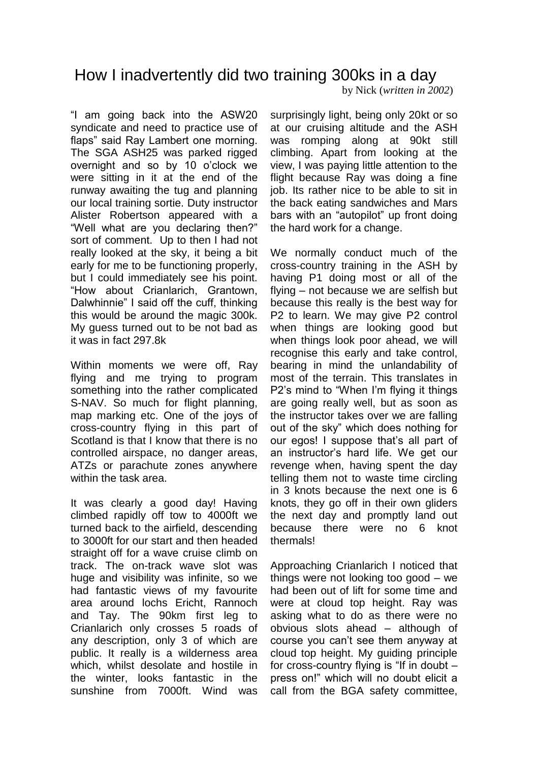# How I inadvertently did two training 300ks in a day

by Nick (*written in 2002*)

"I am going back into the ASW20 syndicate and need to practice use of flaps" said Ray Lambert one morning. The SGA ASH25 was parked rigged overnight and so by 10 o'clock we were sitting in it at the end of the runway awaiting the tug and planning our local training sortie. Duty instructor Alister Robertson appeared with a "Well what are you declaring then?" sort of comment. Up to then I had not really looked at the sky, it being a bit early for me to be functioning properly, but I could immediately see his point. "How about Crianlarich, Grantown, Dalwhinnie" I said off the cuff, thinking this would be around the magic 300k. My guess turned out to be not bad as it was in fact 297.8k

Within moments we were off, Ray flying and me trying to program something into the rather complicated S-NAV. So much for flight planning, map marking etc. One of the joys of cross-country flying in this part of Scotland is that I know that there is no controlled airspace, no danger areas, ATZs or parachute zones anywhere within the task area.

It was clearly a good day! Having climbed rapidly off tow to 4000ft we turned back to the airfield, descending to 3000ft for our start and then headed straight off for a wave cruise climb on track. The on-track wave slot was huge and visibility was infinite, so we had fantastic views of my favourite area around lochs Ericht, Rannoch and Tay. The 90km first leg to Crianlarich only crosses 5 roads of any description, only 3 of which are public. It really is a wilderness area which, whilst desolate and hostile in the winter, looks fantastic in the sunshine from 7000ft. Wind was surprisingly light, being only 20kt or so at our cruising altitude and the ASH was romping along at 90kt still climbing. Apart from looking at the view, I was paying little attention to the flight because Ray was doing a fine job. Its rather nice to be able to sit in the back eating sandwiches and Mars bars with an "autopilot" up front doing the hard work for a change.

We normally conduct much of the cross-country training in the ASH by having P1 doing most or all of the flying – not because we are selfish but because this really is the best way for P2 to learn. We may give P2 control when things are looking good but when things look poor ahead, we will recognise this early and take control, bearing in mind the unlandability of most of the terrain. This translates in P2's mind to "When I'm flying it things are going really well, but as soon as the instructor takes over we are falling out of the sky" which does nothing for our egos! I suppose that's all part of an instructor's hard life. We get our revenge when, having spent the day telling them not to waste time circling in 3 knots because the next one is 6 knots, they go off in their own gliders the next day and promptly land out because there were no 6 knot thermals!

Approaching Crianlarich I noticed that things were not looking too good – we had been out of lift for some time and were at cloud top height. Ray was asking what to do as there were no obvious slots ahead – although of course you can't see them anyway at cloud top height. My guiding principle for cross-country flying is "If in doubt – press on!" which will no doubt elicit a call from the BGA safety committee,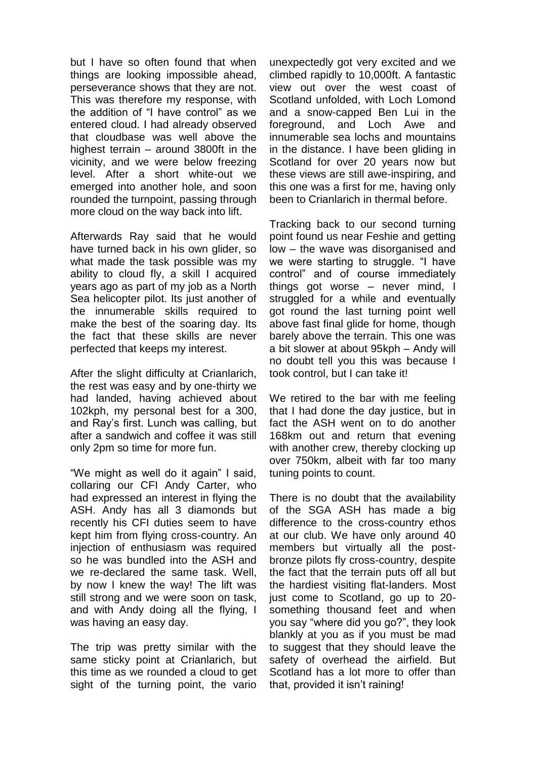but I have so often found that when things are looking impossible ahead, perseverance shows that they are not. This was therefore my response, with the addition of "I have control" as we entered cloud. I had already observed that cloudbase was well above the highest terrain – around 3800ft in the vicinity, and we were below freezing level. After a short white-out we emerged into another hole, and soon rounded the turnpoint, passing through more cloud on the way back into lift.

Afterwards Ray said that he would have turned back in his own glider, so what made the task possible was my ability to cloud fly, a skill I acquired years ago as part of my job as a North Sea helicopter pilot. Its just another of the innumerable skills required to make the best of the soaring day. Its the fact that these skills are never perfected that keeps my interest.

After the slight difficulty at Crianlarich, the rest was easy and by one-thirty we had landed, having achieved about 102kph, my personal best for a 300, and Ray's first. Lunch was calling, but after a sandwich and coffee it was still only 2pm so time for more fun.

"We might as well do it again" I said, collaring our CFI Andy Carter, who had expressed an interest in flying the ASH. Andy has all 3 diamonds but recently his CFI duties seem to have kept him from flying cross-country. An injection of enthusiasm was required so he was bundled into the ASH and we re-declared the same task. Well, by now I knew the way! The lift was still strong and we were soon on task, and with Andy doing all the flying, I was having an easy day.

The trip was pretty similar with the same sticky point at Crianlarich, but this time as we rounded a cloud to get sight of the turning point, the vario unexpectedly got very excited and we climbed rapidly to 10,000ft. A fantastic view out over the west coast of Scotland unfolded, with Loch Lomond and a snow-capped Ben Lui in the foreground, and Loch Awe and innumerable sea lochs and mountains in the distance. I have been gliding in Scotland for over 20 years now but these views are still awe-inspiring, and this one was a first for me, having only been to Crianlarich in thermal before.

Tracking back to our second turning point found us near Feshie and getting low – the wave was disorganised and we were starting to struggle. "I have control" and of course immediately things got worse – never mind, I struggled for a while and eventually got round the last turning point well above fast final glide for home, though barely above the terrain. This one was a bit slower at about 95kph – Andy will no doubt tell you this was because I took control, but I can take it!

We retired to the bar with me feeling that I had done the day justice, but in fact the ASH went on to do another 168km out and return that evening with another crew, thereby clocking up over 750km, albeit with far too many tuning points to count.

There is no doubt that the availability of the SGA ASH has made a big difference to the cross-country ethos at our club. We have only around 40 members but virtually all the post-bronze pilots fly cross-country, despite the fact that the terrain puts off all but the hardiest visiting flat-landers. Most just come to Scotland, go up to 20-something thousand feet and when you say "where did you go?", they look blankly at you as if you must be mad to suggest that they should leave the safety of overhead the airfield. But Scotland has a lot more to offer than that, provided it isn't raining!